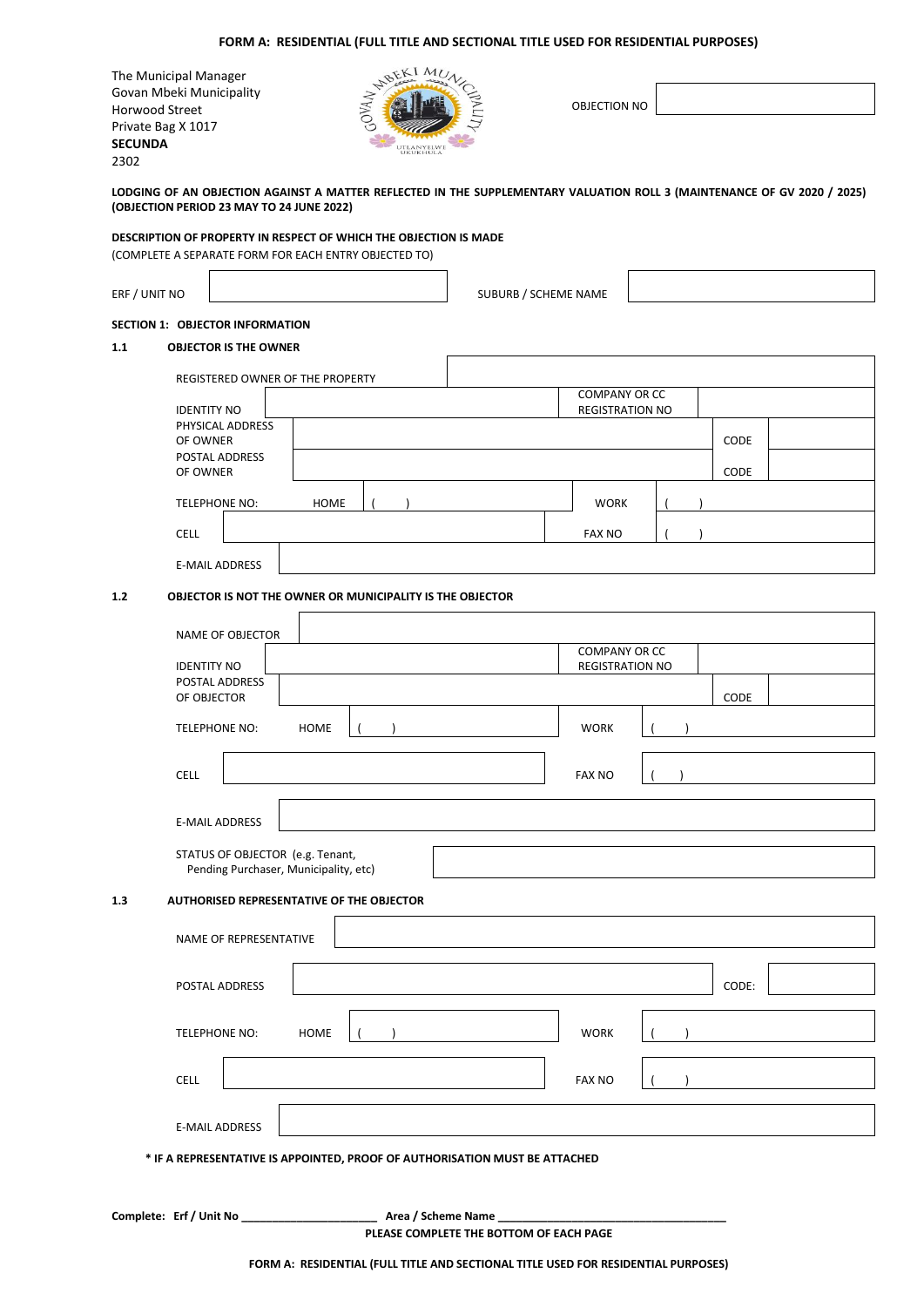**FORM A: RESIDENTIAL (FULL TITLE AND SECTIONAL TITLE USED FOR RESIDENTIAL PURPOSES)**

The Municipal Manager
Govan Mbeki Municipality
Horwood Street
Private Bag X 1017
**SECUNDA**
2302

OBJECTION NO ____________________

**LODGING OF AN OBJECTION AGAINST A MATTER REFLECTED IN THE SUPPLEMENTARY VALUATION ROLL 3 (MAINTENANCE OF GV 2020 / 2025) (OBJECTION PERIOD 23 MAY TO 24 JUNE 2022)**

**DESCRIPTION OF PROPERTY IN RESPECT OF WHICH THE OBJECTION IS MADE**
(COMPLETE A SEPARATE FORM FOR EACH ENTRY OBJECTED TO)

| ERF / UNIT NO | | SUBURB / SCHEME NAME | |
|---|---|---|---|

**SECTION 1: OBJECTOR INFORMATION**

**1.1 OBJECTOR IS THE OWNER**

| REGISTERED OWNER OF THE PROPERTY | | | |
|---|---|---|---|
| IDENTITY NO | | COMPANY OR CC REGISTRATION NO | |
| PHYSICAL ADDRESS OF OWNER | | CODE | |
| POSTAL ADDRESS OF OWNER | | CODE | |
| TELEPHONE NO: HOME | ( ) | WORK | ( ) |
| CELL | | FAX NO | ( ) |
| E-MAIL ADDRESS | | | |

**1.2 OBJECTOR IS NOT THE OWNER OR MUNICIPALITY IS THE OBJECTOR**

| NAME OF OBJECTOR | | | |
|---|---|---|---|
| IDENTITY NO | | COMPANY OR CC REGISTRATION NO | |
| POSTAL ADDRESS OF OBJECTOR | | CODE | |
| TELEPHONE NO: HOME | ( ) | WORK | ( ) |
| CELL | | FAX NO | ( ) |
| E-MAIL ADDRESS | | | |
| STATUS OF OBJECTOR (e.g. Tenant, Pending Purchaser, Municipality, etc) | | | |

**1.3 AUTHORISED REPRESENTATIVE OF THE OBJECTOR**

| NAME OF REPRESENTATIVE | | | |
|---|---|---|---|
| POSTAL ADDRESS | | CODE: | |
| TELEPHONE NO: HOME | ( ) | WORK | ( ) |
| CELL | | FAX NO | ( ) |
| E-MAIL ADDRESS | | | |

**\* IF A REPRESENTATIVE IS APPOINTED, PROOF OF AUTHORISATION MUST BE ATTACHED**

**Complete: Erf / Unit No ______________________ Area / Scheme Name ____________________________________**

**PLEASE COMPLETE THE BOTTOM OF EACH PAGE**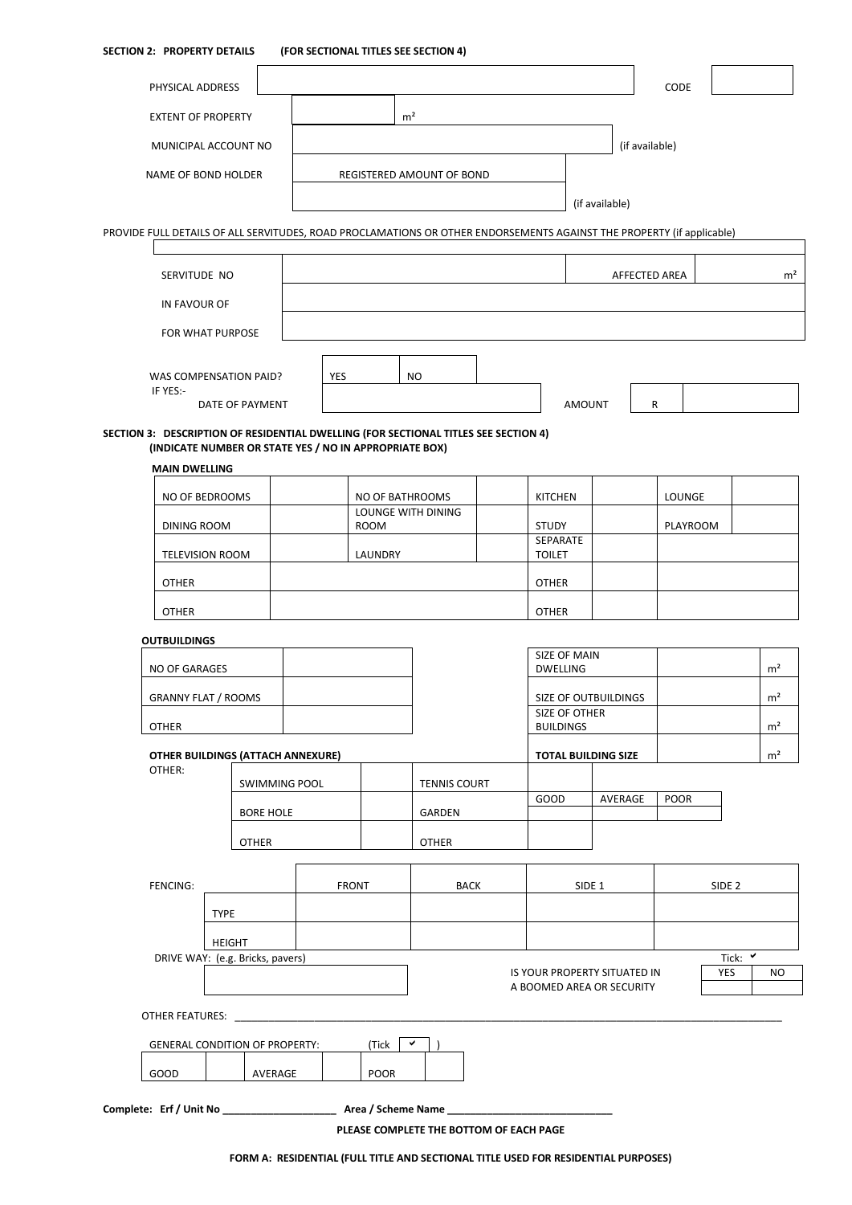**SECTION 2: PROPERTY DETAILS (FOR SECTIONAL TITLES SEE SECTION 4)**

| | | | |
|---|---|---|---|
| PHYSICAL ADDRESS | | CODE | |
| EXTENT OF PROPERTY | m² | | |
| MUNICIPAL ACCOUNT NO | | (if available) | |
| NAME OF BOND HOLDER | REGISTERED AMOUNT OF BOND | | |
| | | (if available) | |

PROVIDE FULL DETAILS OF ALL SERVITUDES, ROAD PROCLAMATIONS OR OTHER ENDORSEMENTS AGAINST THE PROPERTY (if applicable)

| | | | |
|---|---|---|---|
| SERVITUDE NO | | AFFECTED AREA | m² |
| IN FAVOUR OF | | | |
| FOR WHAT PURPOSE | | | |

| | | | | |
|---|---|---|---|---|
| WAS COMPENSATION PAID? | YES | NO | | |
| IF YES:- DATE OF PAYMENT | | AMOUNT | R | |

**SECTION 3: DESCRIPTION OF RESIDENTIAL DWELLING (FOR SECTIONAL TITLES SEE SECTION 4)**
**(INDICATE NUMBER OR STATE YES / NO IN APPROPRIATE BOX)**

**MAIN DWELLING**

| | | | | | | | |
|---|---|---|---|---|---|---|---|
| NO OF BEDROOMS | | NO OF BATHROOMS | | KITCHEN | | LOUNGE | |
| DINING ROOM | | LOUNGE WITH DINING ROOM | | STUDY | | PLAYROOM | |
| TELEVISION ROOM | | LAUNDRY | | SEPARATE TOILET | | | |
| OTHER | | | | OTHER | | | |
| OTHER | | | | OTHER | | | |

**OUTBUILDINGS**

| | | | | |
|---|---|---|---|---|
| NO OF GARAGES | | SIZE OF MAIN DWELLING | | m² |
| GRANNY FLAT / ROOMS | | SIZE OF OUTBUILDINGS | | m² |
| OTHER | | SIZE OF OTHER BUILDINGS | | m² |
| **OTHER BUILDINGS (ATTACH ANNEXURE)** | | **TOTAL BUILDING SIZE** | | m² |

OTHER:

| | | | | | | |
|---|---|---|---|---|---|---|
| SWIMMING POOL | | TENNIS COURT | | | | |
| | | | GOOD | AVERAGE | POOR | |
| BORE HOLE | | GARDEN | | | | |
| OTHER | | OTHER | | | | |

FENCING:

| | FRONT | BACK | SIDE 1 | SIDE 2 |
|---|---|---|---|---|
| TYPE | | | | |
| HEIGHT | | | | |

DRIVE WAY: (e.g. Bricks, pavers)

IS YOUR PROPERTY SITUATED IN A BOOMED AREA OR SECURITY (Tick: ✔)

| YES | NO |
|---|---|
| | |

OTHER FEATURES: ______________________________________________________________________________

GENERAL CONDITION OF PROPERTY: (Tick ✔)

| GOOD | | AVERAGE | | POOR | |
|---|---|---|---|---|---|

**Complete: Erf / Unit No ____________________ Area / Scheme Name ____________________________**

**PLEASE COMPLETE THE BOTTOM OF EACH PAGE**

**FORM A: RESIDENTIAL (FULL TITLE AND SECTIONAL TITLE USED FOR RESIDENTIAL PURPOSES)**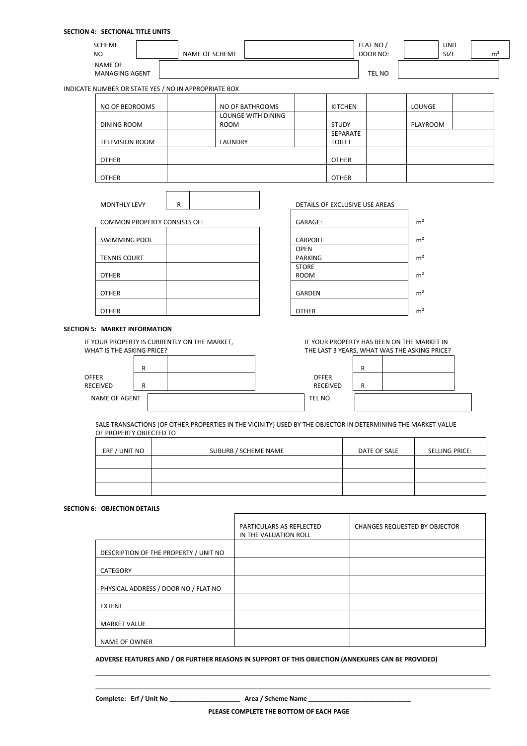**SECTION 4: SECTIONAL TITLE UNITS**

| SCHEME NO | | NAME OF SCHEME | | FLAT NO / DOOR NO: | | UNIT SIZE | m² |
|---|---|---|---|---|---|---|---|
| NAME OF MANAGING AGENT | | | | TEL NO | | | |

INDICATE NUMBER OR STATE YES / NO IN APPROPRIATE BOX

| NO OF BEDROOMS | | NO OF BATHROOMS | | KITCHEN | | LOUNGE | |
|---|---|---|---|---|---|---|---|
| DINING ROOM | | LOUNGE WITH DINING ROOM | | STUDY | | PLAYROOM | |
| TELEVISION ROOM | | LAUNDRY | | SEPARATE TOILET | | | |
| OTHER | | | | OTHER | | | |
| OTHER | | | | OTHER | | | |

| MONTHLY LEVY | R | |
|---|---|---|

COMMON PROPERTY CONSISTS OF:

| | |
|---|---|
| SWIMMING POOL | |
| TENNIS COURT | |
| OTHER | |
| OTHER | |
| OTHER | |

DETAILS OF EXCLUSIVE USE AREAS

| | | |
|---|---|---|
| GARAGE: | | m² |
| CARPORT | | m² |
| OPEN PARKING | | m² |
| STORE ROOM | | m² |
| GARDEN | | m² |
| OTHER | | m² |

**SECTION 5: MARKET INFORMATION**

IF YOUR PROPERTY IS CURRENTLY ON THE MARKET, WHAT IS THE ASKING PRICE?

| | | |
|---|---|---|
| | R | |
| OFFER RECEIVED | R | |

IF YOUR PROPERTY HAS BEEN ON THE MARKET IN THE LAST 3 YEARS, WHAT WAS THE ASKING PRICE?

| | | |
|---|---|---|
| | R | |
| OFFER RECEIVED | R | |

| NAME OF AGENT | | TEL NO | |
|---|---|---|---|

SALE TRANSACTIONS (OF OTHER PROPERTIES IN THE VICINITY) USED BY THE OBJECTOR IN DETERMINING THE MARKET VALUE OF PROPERTY OBJECTED TO

| ERF / UNIT NO | SUBURB / SCHEME NAME | DATE OF SALE | SELLING PRICE: |
|---|---|---|---|
| | | | |
| | | | |
| | | | |

**SECTION 6: OBJECTION DETAILS**

| | PARTICULARS AS REFLECTED IN THE VALUATION ROLL | CHANGES REQUESTED BY OBJECTOR |
|---|---|---|
| DESCRIPTION OF THE PROPERTY / UNIT NO | | |
| CATEGORY | | |
| PHYSICAL ADDRESS / DOOR NO / FLAT NO | | |
| EXTENT | | |
| MARKET VALUE | | |
| NAME OF OWNER | | |

**ADVERSE FEATURES AND / OR FURTHER REASONS IN SUPPORT OF THIS OBJECTION (ANNEXURES CAN BE PROVIDED)**

______________________________________________________________________________________________

______________________________________________________________________________________________

**Complete: Erf / Unit No ____________________ Area / Scheme Name ______________________________**

**PLEASE COMPLETE THE BOTTOM OF EACH PAGE**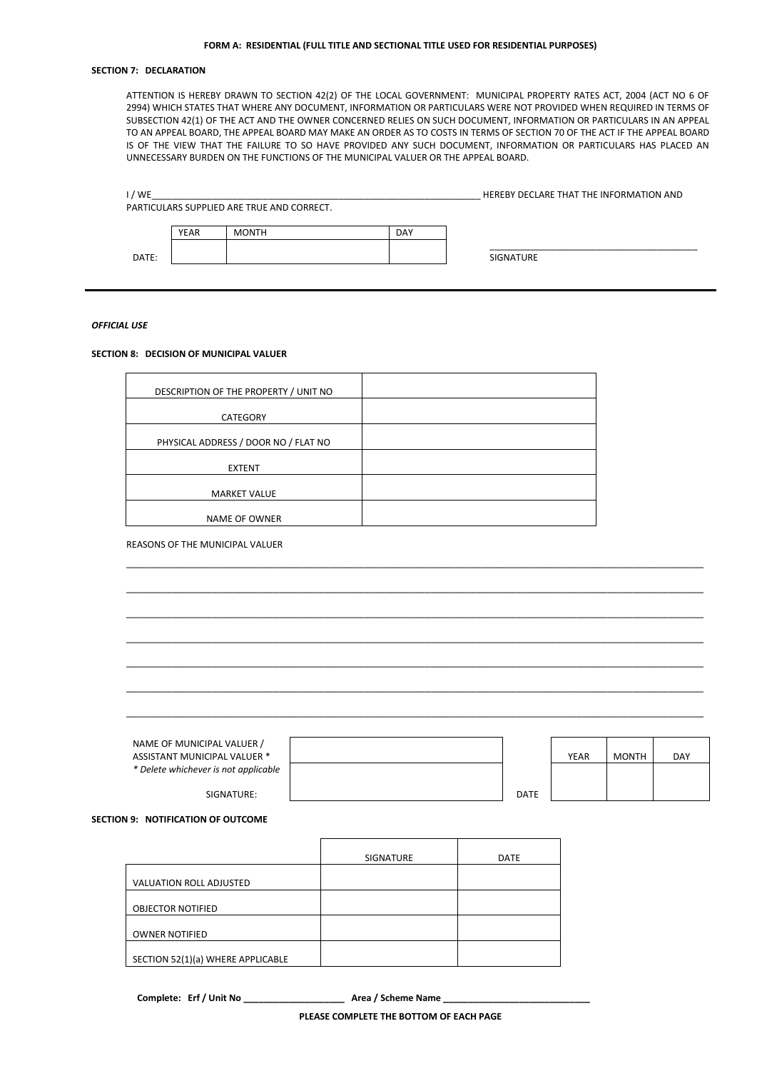**FORM A: RESIDENTIAL (FULL TITLE AND SECTIONAL TITLE USED FOR RESIDENTIAL PURPOSES)**

**SECTION 7: DECLARATION**

ATTENTION IS HEREBY DRAWN TO SECTION 42(2) OF THE LOCAL GOVERNMENT: MUNICIPAL PROPERTY RATES ACT, 2004 (ACT NO 6 OF 2994) WHICH STATES THAT WHERE ANY DOCUMENT, INFORMATION OR PARTICULARS WERE NOT PROVIDED WHEN REQUIRED IN TERMS OF SUBSECTION 42(1) OF THE ACT AND THE OWNER CONCERNED RELIES ON SUCH DOCUMENT, INFORMATION OR PARTICULARS IN AN APPEAL TO AN APPEAL BOARD, THE APPEAL BOARD MAY MAKE AN ORDER AS TO COSTS IN TERMS OF SECTION 70 OF THE ACT IF THE APPEAL BOARD IS OF THE VIEW THAT THE FAILURE TO SO HAVE PROVIDED ANY SUCH DOCUMENT, INFORMATION OR PARTICULARS HAS PLACED AN UNNECESSARY BURDEN ON THE FUNCTIONS OF THE MUNICIPAL VALUER OR THE APPEAL BOARD.

I / WE_________________________________________________________________ HEREBY DECLARE THAT THE INFORMATION AND PARTICULARS SUPPLIED ARE TRUE AND CORRECT.

| | YEAR | MONTH | DAY |
|---|---|---|---|
| DATE: | | | |

_________________________________________
SIGNATURE

---

*OFFICIAL USE*

**SECTION 8: DECISION OF MUNICIPAL VALUER**

| | |
|---|---|
| DESCRIPTION OF THE PROPERTY / UNIT NO | |
| CATEGORY | |
| PHYSICAL ADDRESS / DOOR NO / FLAT NO | |
| EXTENT | |
| MARKET VALUE | |
| NAME OF OWNER | |

REASONS OF THE MUNICIPAL VALUER

_______________________________________________________________________________________________

_______________________________________________________________________________________________

_______________________________________________________________________________________________

_______________________________________________________________________________________________

_______________________________________________________________________________________________

_______________________________________________________________________________________________

_______________________________________________________________________________________________

| | |
|---|---|
| NAME OF MUNICIPAL VALUER / ASSISTANT MUNICIPAL VALUER * <br> *\* Delete whichever is not applicable* | |
| SIGNATURE: | |

| | YEAR | MONTH | DAY |
|---|---|---|---|
| DATE | | | |

**SECTION 9: NOTIFICATION OF OUTCOME**

| | SIGNATURE | DATE |
|---|---|---|
| VALUATION ROLL ADJUSTED | | |
| OBJECTOR NOTIFIED | | |
| OWNER NOTIFIED | | |
| SECTION 52(1)(a) WHERE APPLICABLE | | |

**Complete: Erf / Unit No ____________________ Area / Scheme Name _____________________________**

**PLEASE COMPLETE THE BOTTOM OF EACH PAGE**